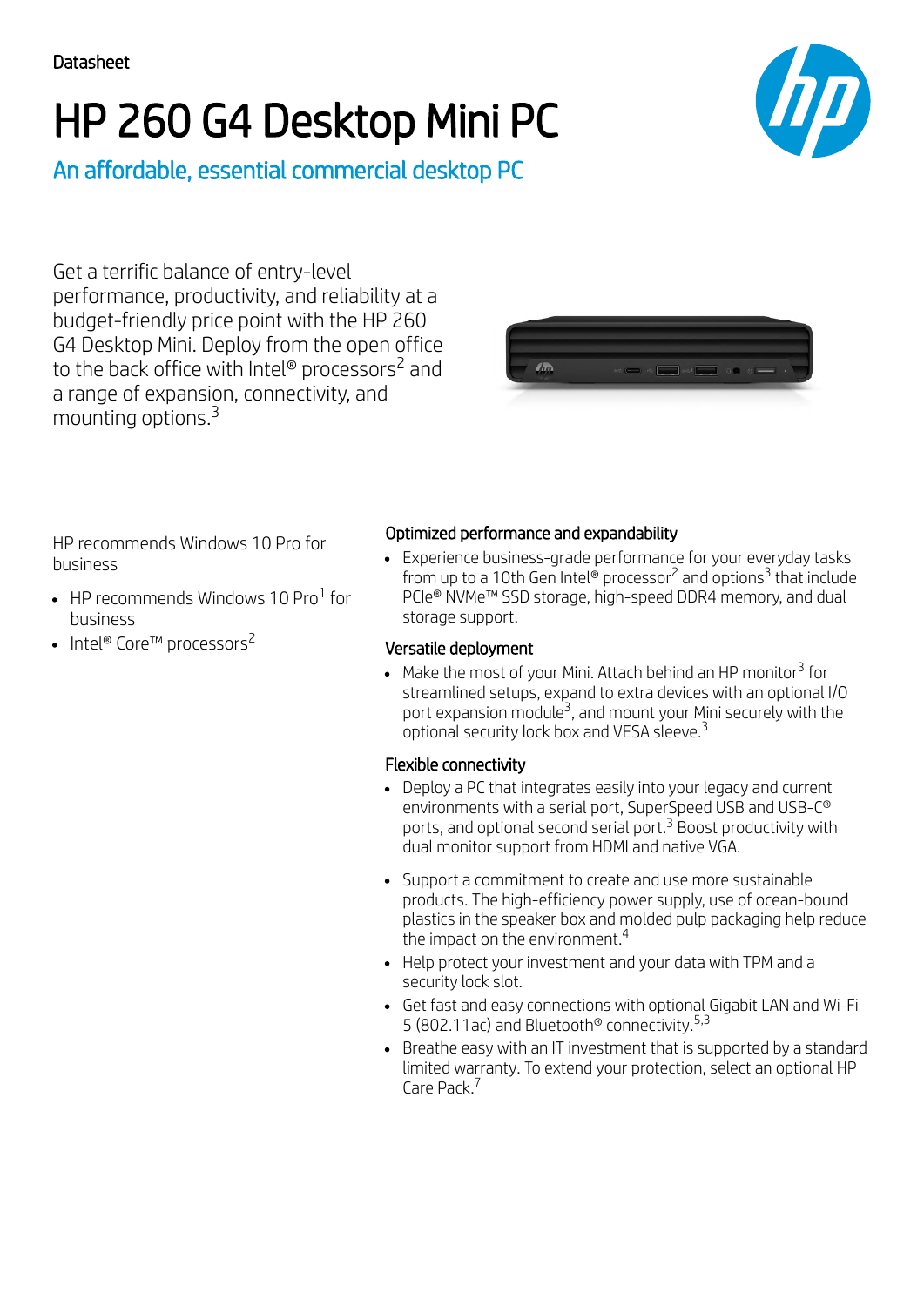Datasheet

# HP 260 G4 Desktop Mini PC

## An affordable, essential commercial desktop PC

Get a terrific balance of entry-level performance, productivity, and reliability at a budget-friendly price point with the HP 260 G4 Desktop Mini. Deploy from the open office to the back office with Intel® processors[2] and a range of expansion, connectivity, and mounting options.[3]

HP recommends Windows 10 Pro for business

- HP recommends Windows 10 Pro[1] for business
- Intel® Core™ processors[2]

### Optimized performance and expandability

- Experience business-grade performance for your everyday tasks from up to a 10th Gen Intel® processor[2] and options[3] that include PCIe® NVMe™ SSD storage, high-speed DDR4 memory, and dual storage support.

### Versatile deployment

- Make the most of your Mini. Attach behind an HP monitor[3] for streamlined setups, expand to extra devices with an optional I/O port expansion module[3], and mount your Mini securely with the optional security lock box and VESA sleeve.[3]

### Flexible connectivity

- Deploy a PC that integrates easily into your legacy and current environments with a serial port, SuperSpeed USB and USB-C® ports, and optional second serial port.[3] Boost productivity with dual monitor support from HDMI and native VGA.

- Support a commitment to create and use more sustainable products. The high-efficiency power supply, use of ocean-bound plastics in the speaker box and molded pulp packaging help reduce the impact on the environment.[4]
- Help protect your investment and your data with TPM and a security lock slot.
- Get fast and easy connections with optional Gigabit LAN and Wi-Fi 5 (802.11ac) and Bluetooth® connectivity.[5,3]
- Breathe easy with an IT investment that is supported by a standard limited warranty. To extend your protection, select an optional HP Care Pack.[7]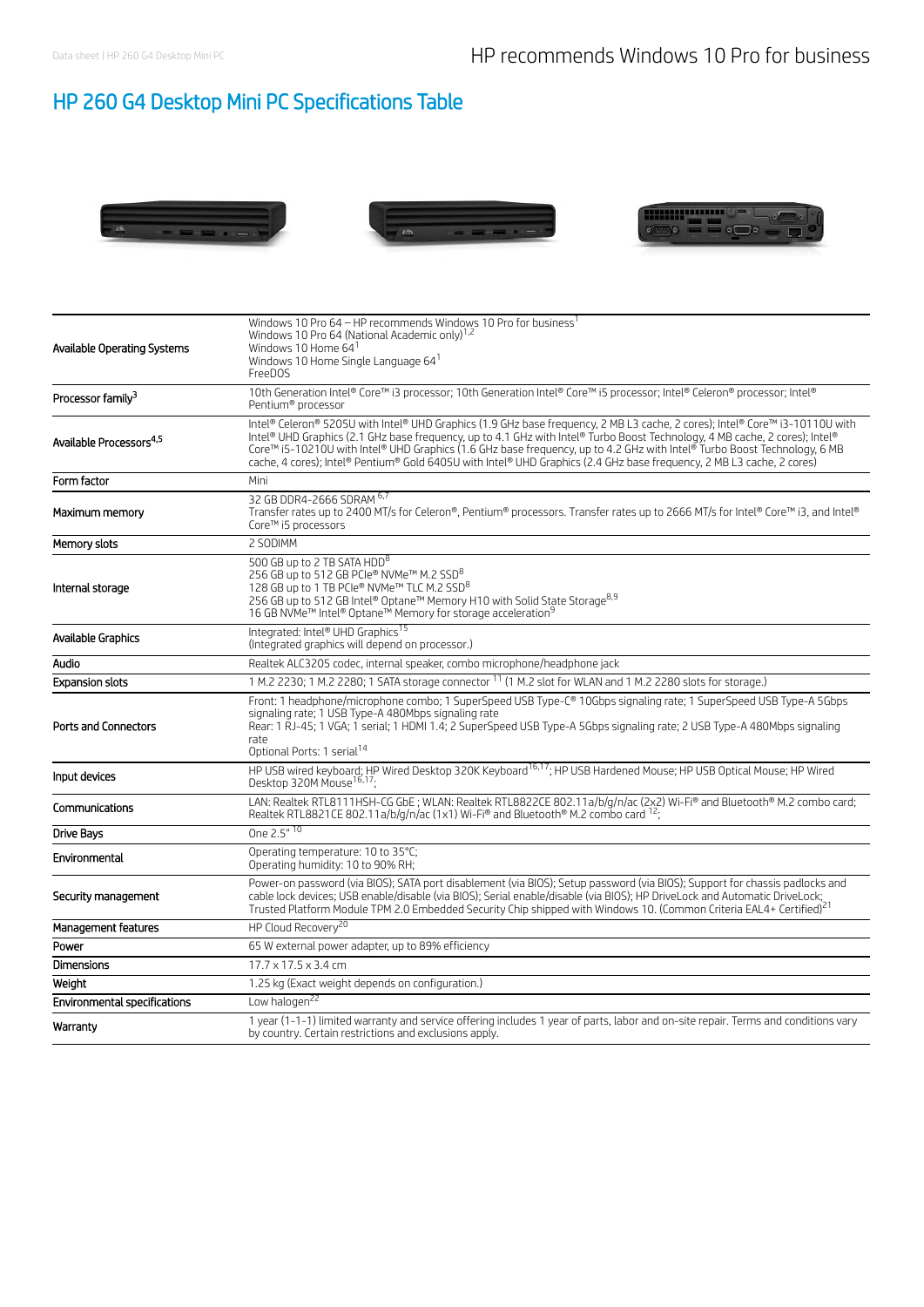# HP 260 G4 Desktop Mini PC Specifications Table

| | |
|---|---|
| Available Operating Systems | Windows 10 Pro 64 – HP recommends Windows 10 Pro for business[1]<br>Windows 10 Pro 64 (National Academic only)[1,2]<br>Windows 10 Home 64[1]<br>Windows 10 Home Single Language 64[1]<br>FreeDOS |
| Processor family[3] | 10th Generation Intel® Core™ i3 processor; 10th Generation Intel® Core™ i5 processor; Intel® Celeron® processor; Intel® Pentium® processor |
| Available Processors[4,5] | Intel® Celeron® 5205U with Intel® UHD Graphics (1.9 GHz base frequency, 2 MB L3 cache, 2 cores); Intel® Core™ i3-10110U with Intel® UHD Graphics (2.1 GHz base frequency, up to 4.1 GHz with Intel® Turbo Boost Technology, 4 MB cache, 2 cores); Intel® Core™ i5-10210U with Intel® UHD Graphics (1.6 GHz base frequency, up to 4.2 GHz with Intel® Turbo Boost Technology, 6 MB cache, 4 cores); Intel® Pentium® Gold 6405U with Intel® UHD Graphics (2.4 GHz base frequency, 2 MB L3 cache, 2 cores) |
| Form factor | Mini |
| Maximum memory | 32 GB DDR4-2666 SDRAM [6,7]<br>Transfer rates up to 2400 MT/s for Celeron®, Pentium® processors. Transfer rates up to 2666 MT/s for Intel® Core™ i3, and Intel® Core™ i5 processors |
| Memory slots | 2 SODIMM |
| Internal storage | 500 GB up to 2 TB SATA HDD[8]<br>256 GB up to 512 GB PCIe® NVMe™ M.2 SSD[8]<br>128 GB up to 1 TB PCIe® NVMe™ TLC M.2 SSD[8]<br>256 GB up to 512 GB Intel® Optane™ Memory H10 with Solid State Storage[8,9]<br>16 GB NVMe™ Intel® Optane™ Memory for storage acceleration[9] |
| Available Graphics | Integrated: Intel® UHD Graphics[15]<br>(Integrated graphics will depend on processor.) |
| Audio | Realtek ALC3205 codec, internal speaker, combo microphone/headphone jack |
| Expansion slots | 1 M.2 2230; 1 M.2 2280; 1 SATA storage connector [11] (1 M.2 slot for WLAN and 1 M.2 2280 slots for storage.) |
| Ports and Connectors | Front: 1 headphone/microphone combo; 1 SuperSpeed USB Type-C® 10Gbps signaling rate; 1 SuperSpeed USB Type-A 5Gbps signaling rate; 1 USB Type-A 480Mbps signaling rate<br>Rear: 1 RJ-45; 1 VGA; 1 serial; 1 HDMI 1.4; 2 SuperSpeed USB Type-A 5Gbps signaling rate; 2 USB Type-A 480Mbps signaling rate<br>Optional Ports: 1 serial[14] |
| Input devices | HP USB wired keyboard; HP Wired Desktop 320K Keyboard[16,17]; HP USB Hardened Mouse; HP USB Optical Mouse; HP Wired Desktop 320M Mouse[16,17]; |
| Communications | LAN: Realtek RTL8111HSH-CG GbE ; WLAN: Realtek RTL8822CE 802.11a/b/g/n/ac (2x2) Wi-Fi® and Bluetooth® M.2 combo card; Realtek RTL8821CE 802.11a/b/g/n/ac (1x1) Wi-Fi® and Bluetooth® M.2 combo card [12]; |
| Drive Bays | One 2.5" [10] |
| Environmental | Operating temperature: 10 to 35°C;<br>Operating humidity: 10 to 90% RH; |
| Security management | Power-on password (via BIOS); SATA port disablement (via BIOS); Setup password (via BIOS); Support for chassis padlocks and cable lock devices; USB enable/disable (via BIOS); Serial enable/disable (via BIOS); HP DriveLock and Automatic DriveLock; Trusted Platform Module TPM 2.0 Embedded Security Chip shipped with Windows 10. (Common Criteria EAL4+ Certified)[21] |
| Management features | HP Cloud Recovery[20] |
| Power | 65 W external power adapter, up to 89% efficiency |
| Dimensions | 17.7 x 17.5 x 3.4 cm |
| Weight | 1.25 kg (Exact weight depends on configuration.) |
| Environmental specifications | Low halogen[22] |
| Warranty | 1 year (1-1-1) limited warranty and service offering includes 1 year of parts, labor and on-site repair. Terms and conditions vary by country. Certain restrictions and exclusions apply. |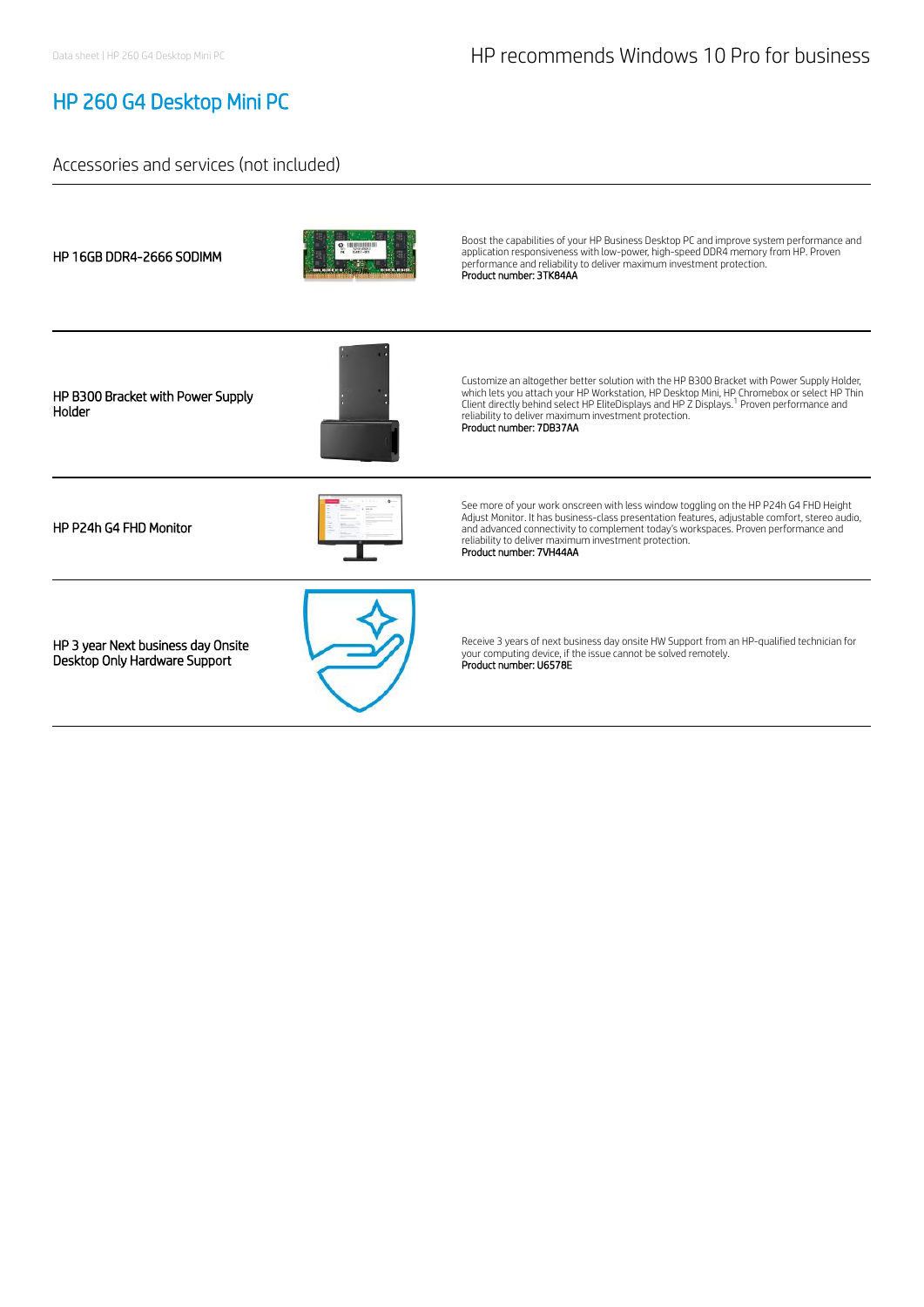# HP 260 G4 Desktop Mini PC

## Accessories and services (not included)

| | |
|---|---|
| **HP 16GB DDR4-2666 SODIMM** | Boost the capabilities of your HP Business Desktop PC and improve system performance and application responsiveness with low-power, high-speed DDR4 memory from HP. Proven performance and reliability to deliver maximum investment protection.<br>Product number: 3TK84AA |
| **HP B300 Bracket with Power Supply Holder** | Customize an altogether better solution with the HP B300 Bracket with Power Supply Holder, which lets you attach your HP Workstation, HP Desktop Mini, HP Chromebox or select HP Thin Client directly behind select HP EliteDisplays and HP Z Displays.[1] Proven performance and reliability to deliver maximum investment protection.<br>Product number: 7DB37AA |
| **HP P24h G4 FHD Monitor** | See more of your work onscreen with less window toggling on the HP P24h G4 FHD Height Adjust Monitor. It has business-class presentation features, adjustable comfort, stereo audio, and advanced connectivity to complement today's workspaces. Proven performance and reliability to deliver maximum investment protection.<br>Product number: 7VH44AA |
| **HP 3 year Next business day Onsite Desktop Only Hardware Support** | Receive 3 years of next business day onsite HW Support from an HP-qualified technician for your computing device, if the issue cannot be solved remotely.<br>Product number: U6578E |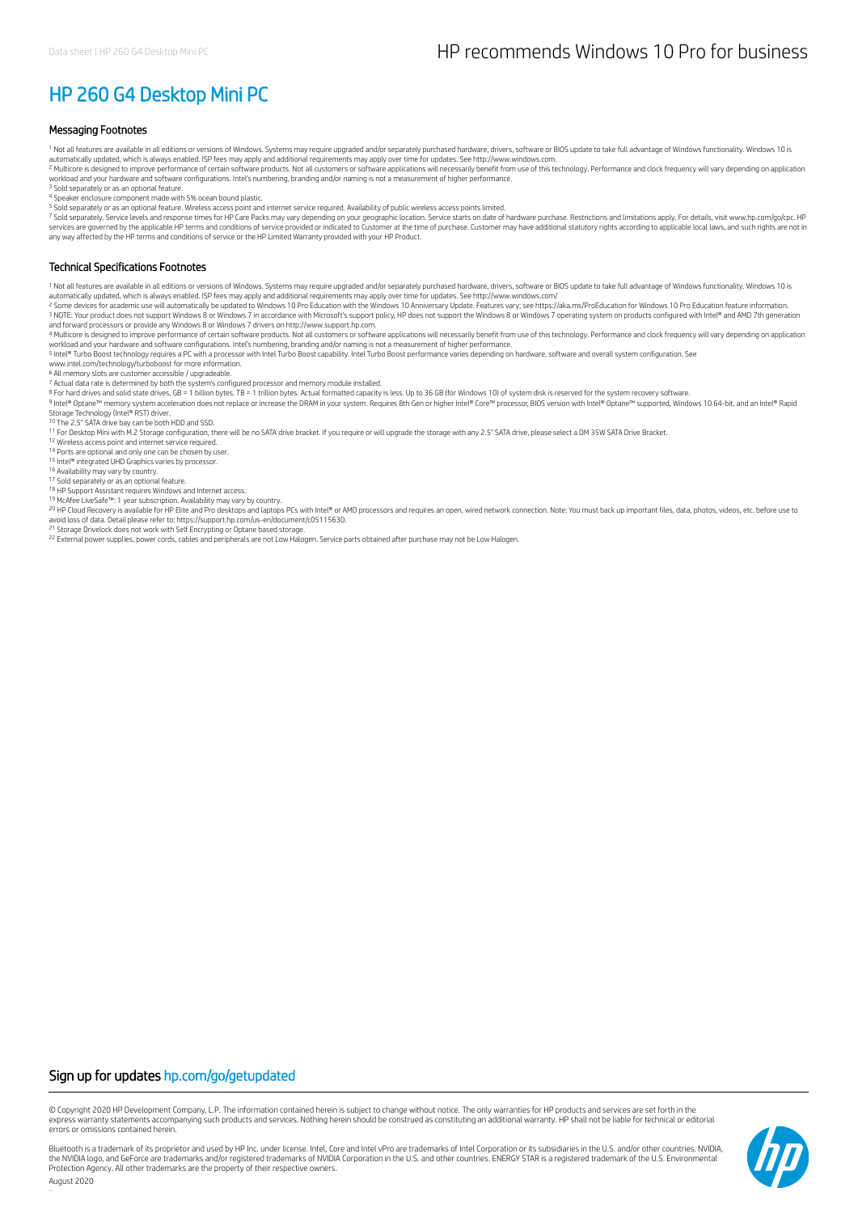# HP 260 G4 Desktop Mini PC

## Messaging Footnotes

[1] Not all features are available in all editions or versions of Windows. Systems may require upgraded and/or separately purchased hardware, drivers, software or BIOS update to take full advantage of Windows functionality. Windows 10 is automatically updated, which is always enabled. ISP fees may apply and additional requirements may apply over time for updates. See http://www.windows.com.
[2] Multicore is designed to improve performance of certain software products. Not all customers or software applications will necessarily benefit from use of this technology. Performance and clock frequency will vary depending on application workload and your hardware and software configurations. Intel's numbering, branding and/or naming is not a measurement of higher performance.
[3] Sold separately or as an optional feature.
[4] Speaker enclosure component made with 5% ocean bound plastic.
[5] Sold separately or as an optional feature. Wireless access point and internet service required. Availability of public wireless access points limited.
[7] Sold separately. Service levels and response times for HP Care Packs may vary depending on your geographic location. Service starts on date of hardware purchase. Restrictions and limitations apply. For details, visit www.hp.com/go/cpc. HP services are governed by the applicable HP terms and conditions of service provided or indicated to Customer at the time of purchase. Customer may have additional statutory rights according to applicable local laws, and such rights are not in any way affected by the HP terms and conditions of service or the HP Limited Warranty provided with your HP Product.

## Technical Specifications Footnotes

[1] Not all features are available in all editions or versions of Windows. Systems may require upgraded and/or separately purchased hardware, drivers, software or BIOS update to take full advantage of Windows functionality. Windows 10 is automatically updated, which is always enabled. ISP fees may apply and additional requirements may apply over time for updates. See http://www.windows.com/
[2] Some devices for academic use will automatically be updated to Windows 10 Pro Education with the Windows 10 Anniversary Update. Features vary; see https://aka.ms/ProEducation for Windows 10 Pro Education feature information.
[3] NOTE: Your product does not support Windows 8 or Windows 7 in accordance with Microsoft's support policy, HP does not support the Windows 8 or Windows 7 operating system on products configured with Intel® and AMD 7th generation and forward processors or provide any Windows 8 or Windows 7 drivers on http://www.support.hp.com.
[4] Multicore is designed to improve performance of certain software products. Not all customers or software applications will necessarily benefit from use of this technology. Performance and clock frequency will vary depending on application workload and your hardware and software configurations. Intel's numbering, branding and/or naming is not a measurement of higher performance.
[5] Intel® Turbo Boost technology requires a PC with a processor with Intel Turbo Boost capability. Intel Turbo Boost performance varies depending on hardware, software and overall system configuration. See www.intel.com/technology/turboboost for more information.
[6] All memory slots are customer accessible / upgradeable.
[7] Actual data rate is determined by both the system's configured processor and memory module installed.
[8] For hard drives and solid state drives, GB = 1 billion bytes. TB = 1 trillion bytes. Actual formatted capacity is less. Up to 36 GB (for Windows 10) of system disk is reserved for the system recovery software.
[9] Intel® Optane™ memory system acceleration does not replace or increase the DRAM in your system. Requires 8th Gen or higher Intel® Core™ processor, BIOS version with Intel® Optane™ supported, Windows 10 64-bit, and an Intel® Rapid Storage Technology (Intel® RST) driver.
[10] The 2.5" SATA drive bay can be both HDD and SSD.
[11] For Desktop Mini with M.2 Storage configuration, there will be no SATA drive bracket. If you require or will upgrade the storage with any 2.5" SATA drive, please select a DM 35W SATA Drive Bracket.
[12] Wireless access point and internet service required.
[14] Ports are optional and only one can be chosen by user.
[15] Intel® integrated UHD Graphics varies by processor.
[16] Availability may vary by country.
[17] Sold separately or as an optional feature.
[18] HP Support Assistant requires Windows and Internet access.
[19] McAfee LiveSafe™: 1 year subscription. Availability may vary by country.
[20] HP Cloud Recovery is available for HP Elite and Pro desktops and laptops PCs with Intel® or AMD processors and requires an open, wired network connection. Note: You must back up important files, data, photos, videos, etc. before use to avoid loss of data. Detail please refer to: https://support.hp.com/us-en/document/c05115630.
[21] Storage Drivelock does not work with Self Encrypting or Optane based storage.
[22] External power supplies, power cords, cables and peripherals are not Low Halogen. Service parts obtained after purchase may not be Low Halogen.

## Sign up for updates hp.com/go/getupdated

© Copyright 2020 HP Development Company, L.P. The information contained herein is subject to change without notice. The only warranties for HP products and services are set forth in the express warranty statements accompanying such products and services. Nothing herein should be construed as constituting an additional warranty. HP shall not be liable for technical or editorial errors or omissions contained herein.

Bluetooth is a trademark of its proprietor and used by HP Inc. under license. Intel, Core and Intel vPro are trademarks of Intel Corporation or its subsidiaries in the U.S. and/or other countries. NVIDIA, the NVIDIA logo, and GeForce are trademarks and/or registered trademarks of NVIDIA Corporation in the U.S. and other countries. ENERGY STAR is a registered trademark of the U.S. Environmental Protection Agency. All other trademarks are the property of their respective owners.

August 2020